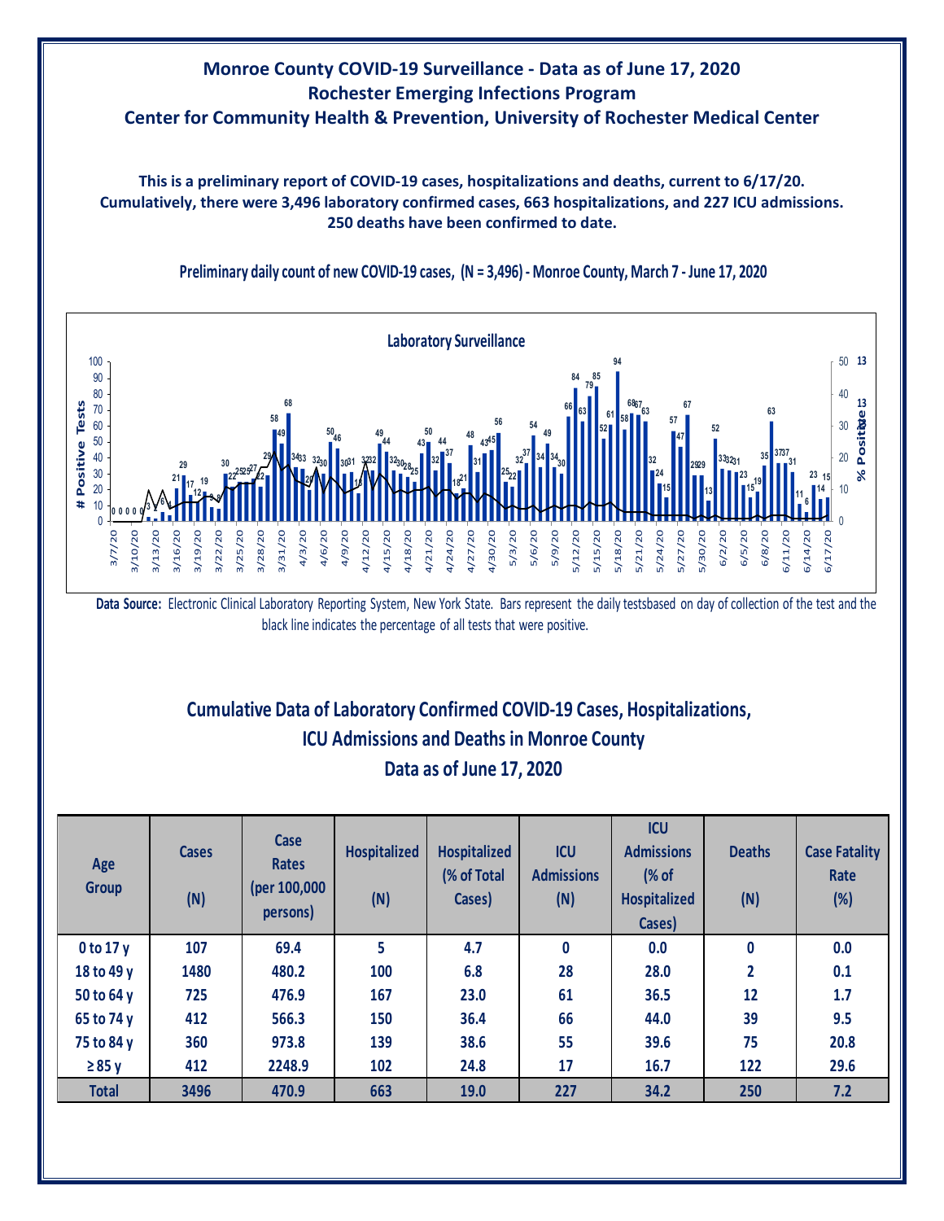# Monroe County COVID-19 Surveillance - Data as of June 17, 2020
## Rochester Emerging Infections Program
## Center for Community Health & Prevention, University of Rochester Medical Center

**This is a preliminary report of COVID-19 cases, hospitalizations and deaths, current to 6/17/20. Cumulatively, there were 3,496 laboratory confirmed cases, 663 hospitalizations, and 227 ICU admissions. 250 deaths have been confirmed to date.**

**Preliminary daily count of new COVID-19 cases, (N = 3,496) - Monroe County, March 7 - June 17, 2020**

**Data Source:** Electronic Clinical Laboratory Reporting System, New York State. Bars represent the daily testsbased on day of collection of the test and the black line indicates the percentage of all tests that were positive.

## Cumulative Data of Laboratory Confirmed COVID-19 Cases, Hospitalizations, ICU Admissions and Deaths in Monroe County
## Data as of June 17, 2020

| Age Group | Cases (N) | Case Rates (per 100,000 persons) | Hospitalized (N) | Hospitalized (% of Total Cases) | ICU Admissions (N) | ICU Admissions (% of Hospitalized Cases) | Deaths (N) | Case Fatality Rate (%) |
|---|---|---|---|---|---|---|---|---|
| 0 to 17 y | 107 | 69.4 | 5 | 4.7 | 0 | 0.0 | 0 | 0.0 |
| 18 to 49 y | 1480 | 480.2 | 100 | 6.8 | 28 | 28.0 | 2 | 0.1 |
| 50 to 64 y | 725 | 476.9 | 167 | 23.0 | 61 | 36.5 | 12 | 1.7 |
| 65 to 74 y | 412 | 566.3 | 150 | 36.4 | 66 | 44.0 | 39 | 9.5 |
| 75 to 84 y | 360 | 973.8 | 139 | 38.6 | 55 | 39.6 | 75 | 20.8 |
| ≥ 85 y | 412 | 2248.9 | 102 | 24.8 | 17 | 16.7 | 122 | 29.6 |
| **Total** | **3496** | **470.9** | **663** | **19.0** | **227** | **34.2** | **250** | **7.2** |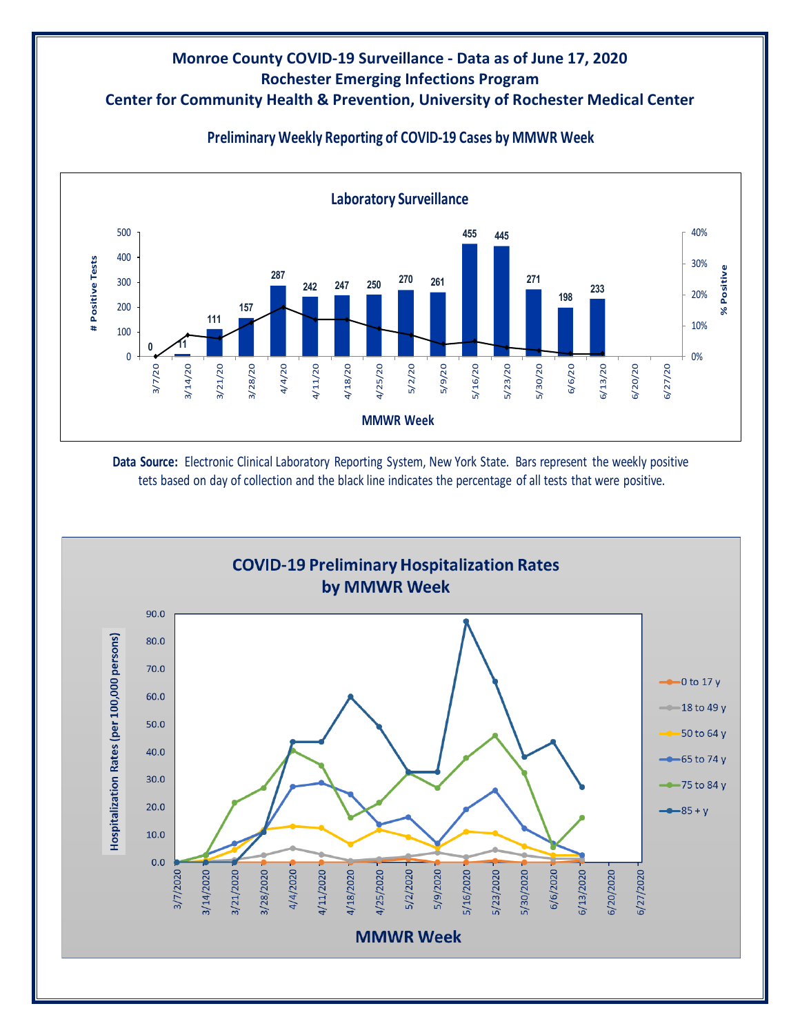# Monroe County COVID-19 Surveillance - Data as of June 17, 2020

## Rochester Emerging Infections Program

## Center for Community Health & Prevention, University of Rochester Medical Center

### Preliminary Weekly Reporting of COVID-19 Cases by MMWR Week

**Laboratory Surveillance**

| MMWR Week | # Positive Tests |
|---|---|
| 3/7/20 | 0 |
| 3/14/20 | 11 |
| 3/21/20 | 111 |
| 3/28/20 | 157 |
| 4/4/20 | 287 |
| 4/11/20 | 242 |
| 4/18/20 | 247 |
| 4/25/20 | 250 |
| 5/2/20 | 270 |
| 5/9/20 | 261 |
| 5/16/20 | 455 |
| 5/23/20 | 445 |
| 5/30/20 | 271 |
| 6/6/20 | 198 |
| 6/13/20 | 233 |
| 6/20/20 | |
| 6/27/20 | |

**Data Source:** Electronic Clinical Laboratory Reporting System, New York State. Bars represent the weekly positive tets based on day of collection and the black line indicates the percentage of all tests that were positive.

**COVID-19 Preliminary Hospitalization Rates by MMWR Week**

Hospitalization Rates (per 100,000 persons) by MMWR Week (3/7/2020 – 6/27/2020); age groups: 0 to 17 y, 18 to 49 y, 50 to 64 y, 65 to 74 y, 75 to 84 y, 85 + y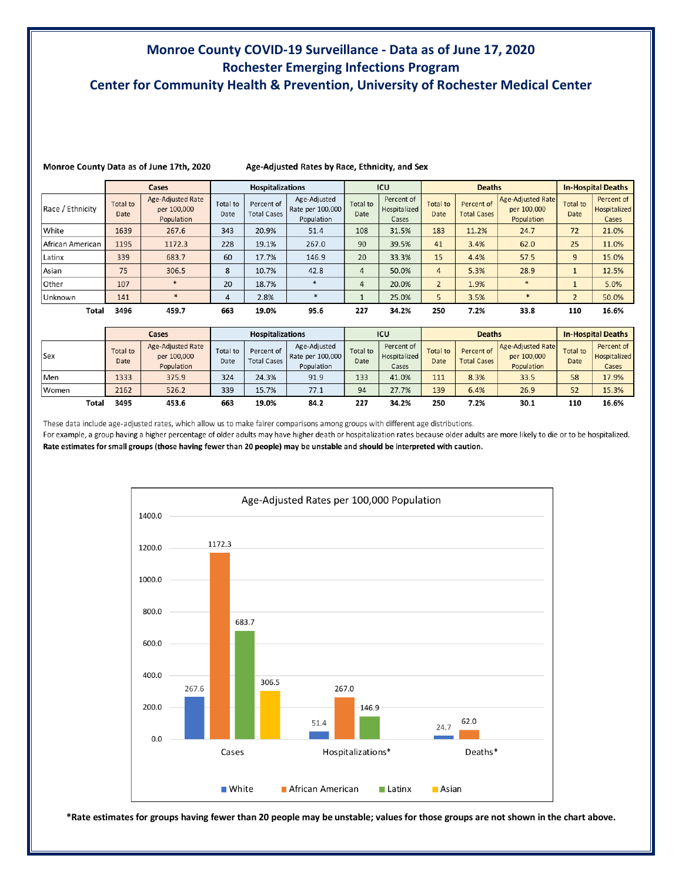# Monroe County COVID-19 Surveillance - Data as of June 17, 2020
## Rochester Emerging Infections Program
## Center for Community Health & Prevention, University of Rochester Medical Center

**Monroe County Data as of June 17th, 2020** **Age-Adjusted Rates by Race, Ethnicity, and Sex**

| | Cases | | Hospitalizations | | | ICU | | Deaths | | | In-Hospital Deaths | |
|---|---|---|---|---|---|---|---|---|---|---|---|---|
| Race / Ethnicity | Total to Date | Age-Adjusted Rate per 100,000 Population | Total to Date | Percent of Total Cases | Age-Adjusted Rate per 100,000 Population | Total to Date | Percent of Hospitalized Cases | Total to Date | Percent of Total Cases | Age-Adjusted Rate per 100,000 Population | Total to Date | Percent of Hospitalized Cases |
| White | 1639 | 267.6 | 343 | 20.9% | 51.4 | 108 | 31.5% | 183 | 11.2% | 24.7 | 72 | 21.0% |
| African American | 1195 | 1172.3 | 228 | 19.1% | 267.0 | 90 | 39.5% | 41 | 3.4% | 62.0 | 25 | 11.0% |
| Latinx | 339 | 683.7 | 60 | 17.7% | 146.9 | 20 | 33.3% | 15 | 4.4% | 57.5 | 9 | 15.0% |
| Asian | 75 | 306.5 | 8 | 10.7% | 42.8 | 4 | 50.0% | 4 | 5.3% | 28.9 | 1 | 12.5% |
| Other | 107 | * | 20 | 18.7% | * | 4 | 20.0% | 2 | 1.9% | * | 1 | 5.0% |
| Unknown | 141 | * | 4 | 2.8% | * | 1 | 25.0% | 5 | 3.5% | * | 2 | 50.0% |
| **Total** | **3496** | **459.7** | **663** | **19.0%** | **95.6** | **227** | **34.2%** | **250** | **7.2%** | **33.8** | **110** | **16.6%** |

| | Cases | | Hospitalizations | | | ICU | | Deaths | | | In-Hospital Deaths | |
|---|---|---|---|---|---|---|---|---|---|---|---|---|
| Sex | Total to Date | Age-Adjusted Rate per 100,000 Population | Total to Date | Percent of Total Cases | Age-Adjusted Rate per 100,000 Population | Total to Date | Percent of Hospitalized Cases | Total to Date | Percent of Total Cases | Age-Adjusted Rate per 100,000 Population | Total to Date | Percent of Hospitalized Cases |
| Men | 1333 | 375.9 | 324 | 24.3% | 91.9 | 133 | 41.0% | 111 | 8.3% | 33.5 | 58 | 17.9% |
| Women | 2162 | 526.2 | 339 | 15.7% | 77.1 | 94 | 27.7% | 139 | 6.4% | 26.9 | 52 | 15.3% |
| **Total** | **3495** | **453.6** | **663** | **19.0%** | **84.2** | **227** | **34.2%** | **250** | **7.2%** | **30.1** | **110** | **16.6%** |

These data include age-adjusted rates, which allow us to make fairer comparisons among groups with different age distributions.
For example, a group having a higher percentage of older adults may have higher death or hospitalization rates because older adults are more likely to die or to be hospitalized.
**Rate estimates for small groups (those having fewer than 20 people) may be unstable and should be interpreted with caution.**

Age-Adjusted Rates per 100,000 Population

1400.0
1200.0
1000.0
800.0
600.0
400.0
200.0
0.0

267.6
1172.3
683.7
306.5
51.4
267.0
146.9
24.7
62.0

Cases
Hospitalizations*
Deaths*

White
African American
Latinx
Asian

**\*Rate estimates for groups having fewer than 20 people may be unstable; values for those groups are not shown in the chart above.**